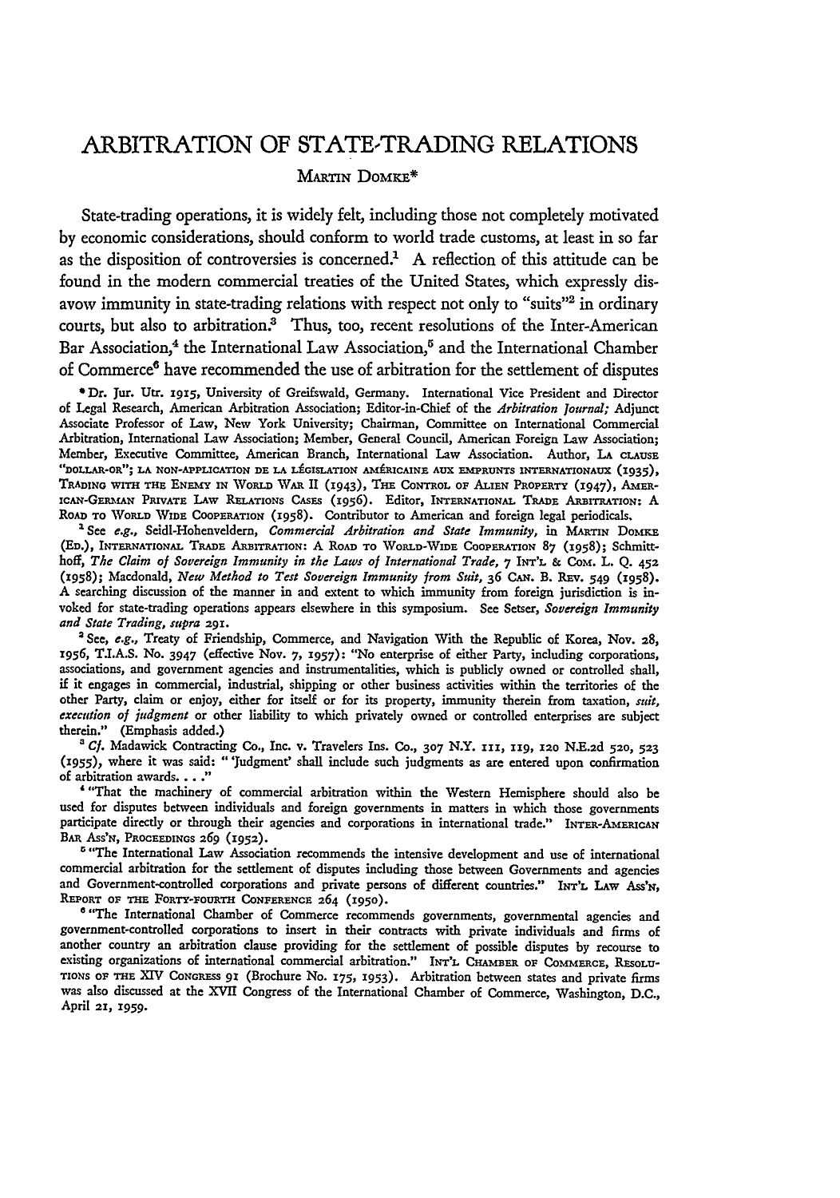# ARBITRATION OF STATE-TRADING RELATIONS

MARTIN DOMKE*

State-trading operations, it is widely felt, including those not completely motivated by economic considerations, should conform to world trade customs, at least in so far as the disposition of controversies is concerned.[1] A reflection of this attitude can be found in the modern commercial treaties of the United States, which expressly disavow immunity in state-trading relations with respect not only to "suits"[2] in ordinary courts, but also to arbitration.[3] Thus, too, recent resolutions of the Inter-American Bar Association,[4] the International Law Association,[5] and the International Chamber of Commerce[6] have recommended the use of arbitration for the settlement of disputes

* Dr. Jur. Utr. 1915, University of Greifswald, Germany. International Vice President and Director of Legal Research, American Arbitration Association; Editor-in-Chief of the *Arbitration Journal;* Adjunct Associate Professor of Law, New York University; Chairman, Committee on International Commercial Arbitration, International Law Association; Member, General Council, American Foreign Law Association; Member, Executive Committee, American Branch, International Law Association. Author, LA CLAUSE "DOLLAR-OR"; LA NON-APPLICATION DE LA LÉGISLATION AMÉRICAINE AUX EMPRUNTS INTERNATIONAUX (1935), TRADING WITH THE ENEMY IN WORLD WAR II (1943), THE CONTROL OF ALIEN PROPERTY (1947), AMERICAN-GERMAN PRIVATE LAW RELATIONS CASES (1956). Editor, INTERNATIONAL TRADE ARBITRATION: A ROAD TO WORLD WIDE COOPERATION (1958). Contributor to American and foreign legal periodicals.

[1] See *e.g.*, Seidl-Hohenveldern, *Commercial Arbitration and State Immunity*, in MARTIN DOMKE (ED.), INTERNATIONAL TRADE ARBITRATION: A ROAD TO WORLD-WIDE COOPERATION 87 (1958); Schmitthoff, *The Claim of Sovereign Immunity in the Laws of International Trade*, 7 INT'L & COM. L. Q. 452 (1958); Macdonald, *New Method to Test Sovereign Immunity from Suit*, 36 CAN. B. REV. 549 (1958). A searching discussion of the manner in and extent to which immunity from foreign jurisdiction is invoked for state-trading operations appears elsewhere in this symposium. See Setser, *Sovereign Immunity and State Trading, supra* 291.

[2] See, *e.g.*, Treaty of Friendship, Commerce, and Navigation With the Republic of Korea, Nov. 28, 1956, T.I.A.S. No. 3947 (effective Nov. 7, 1957): "No enterprise of either Party, including corporations, associations, and government agencies and instrumentalities, which is publicly owned or controlled shall, if it engages in commercial, industrial, shipping or other business activities within the territories of the other Party, claim or enjoy, either for itself or for its property, immunity therein from taxation, *suit, execution of judgment* or other liability to which privately owned or controlled enterprises are subject therein." (Emphasis added.)

[3] *Cf.* Madawick Contracting Co., Inc. v. Travelers Ins. Co., 307 N.Y. 111, 119, 120 N.E.2d 520, 523 (1955), where it was said: "'Judgment' shall include such judgments as are entered upon confirmation of arbitration awards. . . ."

[4] "That the machinery of commercial arbitration within the Western Hemisphere should also be used for disputes between individuals and foreign governments in matters in which those governments participate directly or through their agencies and corporations in international trade." INTER-AMERICAN BAR ASS'N, PROCEEDINGS 269 (1952).

[5] "The International Law Association recommends the intensive development and use of international commercial arbitration for the settlement of disputes including those between Governments and agencies and Government-controlled corporations and private persons of different countries." INT'L LAW ASS'N, REPORT OF THE FORTY-FOURTH CONFERENCE 264 (1950).

[6] "The International Chamber of Commerce recommends governments, governmental agencies and government-controlled corporations to insert in their contracts with private individuals and firms of another country an arbitration clause providing for the settlement of possible disputes by recourse to existing organizations of international commercial arbitration." INT'L CHAMBER OF COMMERCE, RESOLUTIONS OF THE XIV CONGRESS 91 (Brochure No. 175, 1953). Arbitration between states and private firms was also discussed at the XVII Congress of the International Chamber of Commerce, Washington, D.C., April 21, 1959.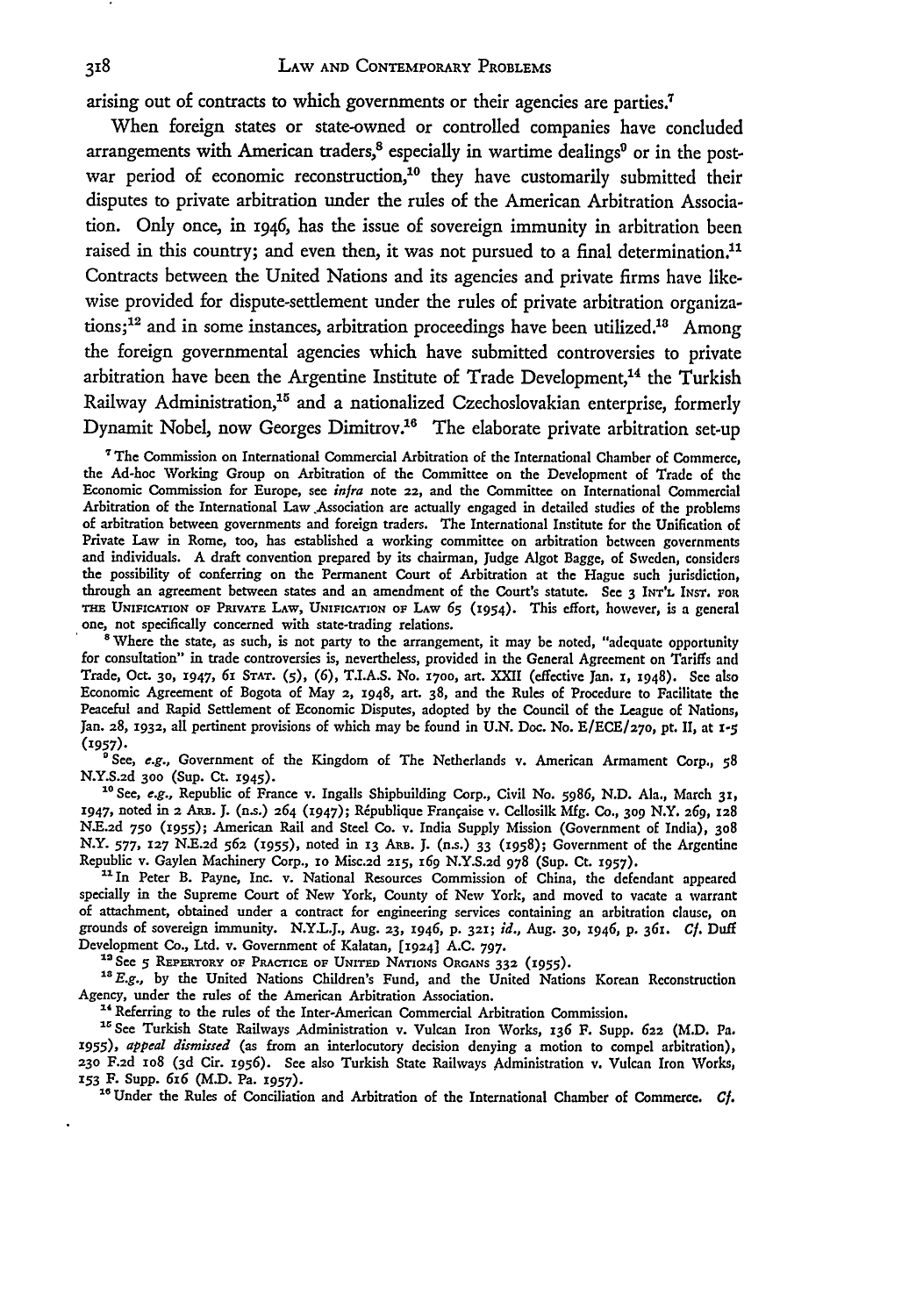arising out of contracts to which governments or their agencies are parties.[7]

When foreign states or state-owned or controlled companies have concluded arrangements with American traders,[8] especially in wartime dealings[9] or in the postwar period of economic reconstruction,[10] they have customarily submitted their disputes to private arbitration under the rules of the American Arbitration Association. Only once, in 1946, has the issue of sovereign immunity in arbitration been raised in this country; and even then, it was not pursued to a final determination.[11] Contracts between the United Nations and its agencies and private firms have likewise provided for dispute-settlement under the rules of private arbitration organizations;[12] and in some instances, arbitration proceedings have been utilized.[13] Among the foreign governmental agencies which have submitted controversies to private arbitration have been the Argentine Institute of Trade Development,[14] the Turkish Railway Administration,[15] and a nationalized Czechoslovakian enterprise, formerly Dynamit Nobel, now Georges Dimitrov.[16] The elaborate private arbitration set-up

[7] The Commission on International Commercial Arbitration of the International Chamber of Commerce, the Ad-hoc Working Group on Arbitration of the Committee on the Development of Trade of the Economic Commission for Europe, see *infra* note 22, and the Committee on International Commercial Arbitration of the International Law Association are actually engaged in detailed studies of the problems of arbitration between governments and foreign traders. The International Institute for the Unification of Private Law in Rome, too, has established a working committee on arbitration between governments and individuals. A draft convention prepared by its chairman, Judge Algot Bagge, of Sweden, considers the possibility of conferring on the Permanent Court of Arbitration at the Hague such jurisdiction, through an agreement between states and an amendment of the Court's statute. See 3 INT'L INST. FOR THE UNIFICATION OF PRIVATE LAW, UNIFICATION OF LAW 65 (1954). This effort, however, is a general one, not specifically concerned with state-trading relations.

[8] Where the state, as such, is not party to the arrangement, it may be noted, "adequate opportunity for consultation" in trade controversies is, nevertheless, provided in the General Agreement on Tariffs and Trade, Oct. 30, 1947, 61 STAT. (5), (6), T.I.A.S. No. 1700, art. XXII (effective Jan. 1, 1948). See also Economic Agreement of Bogota of May 2, 1948, art. 38, and the Rules of Procedure to Facilitate the Peaceful and Rapid Settlement of Economic Disputes, adopted by the Council of the League of Nations, Jan. 28, 1932, all pertinent provisions of which may be found in U.N. Doc. No. E/ECE/270, pt. II, at 1-5 (1957).

[9] See, *e.g.*, Government of the Kingdom of The Netherlands v. American Armament Corp., 58 N.Y.S.2d 300 (Sup. Ct. 1945).

[10] See, *e.g.*, Republic of France v. Ingalls Shipbuilding Corp., Civil No. 5986, N.D. Ala., March 31, 1947, noted in 2 ARB. J. (n.s.) 264 (1947); République Française v. Cellosilk Mfg. Co., 309 N.Y. 269, 128 N.E.2d 750 (1955); American Rail and Steel Co. v. India Supply Mission (Government of India), 308 N.Y. 577, 127 N.E.2d 562 (1955), noted in 13 ARB. J. (n.s.) 33 (1958); Government of the Argentine Republic v. Gaylen Machinery Corp., 10 Misc.2d 215, 169 N.Y.S.2d 978 (Sup. Ct. 1957).

[11] In Peter B. Payne, Inc. v. National Resources Commission of China, the defendant appeared specially in the Supreme Court of New York, County of New York, and moved to vacate a warrant of attachment, obtained under a contract for engineering services containing an arbitration clause, on grounds of sovereign immunity. N.Y.L.J., Aug. 23, 1946, p. 321; *id.*, Aug. 30, 1946, p. 361. *Cf.* Duff Development Co., Ltd. v. Government of Kalatan, [1924] A.C. 797.

[12] See 5 REPERTORY OF PRACTICE OF UNITED NATIONS ORGANS 332 (1955).

[13] *E.g.*, by the United Nations Children's Fund, and the United Nations Korean Reconstruction Agency, under the rules of the American Arbitration Association.

[14] Referring to the rules of the Inter-American Commercial Arbitration Commission.

[15] See Turkish State Railways Administration v. Vulcan Iron Works, 136 F. Supp. 622 (M.D. Pa. 1955), *appeal dismissed* (as from an interlocutory decision denying a motion to compel arbitration), 230 F.2d 108 (3d Cir. 1956). See also Turkish State Railways Administration v. Vulcan Iron Works, 153 F. Supp. 616 (M.D. Pa. 1957).

[16] Under the Rules of Conciliation and Arbitration of the International Chamber of Commerce. *Cf.*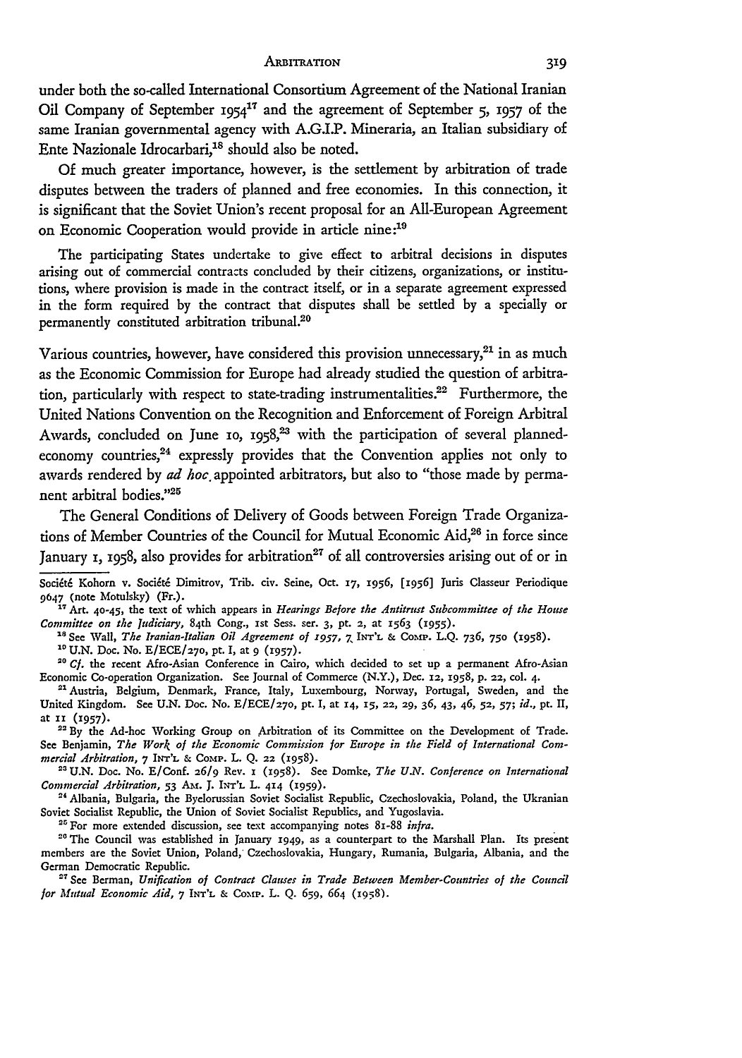under both the so-called International Consortium Agreement of the National Iranian Oil Company of September 1954[17] and the agreement of September 5, 1957 of the same Iranian governmental agency with A.G.I.P. Mineraria, an Italian subsidiary of Ente Nazionale Idrocarbari,[18] should also be noted.

Of much greater importance, however, is the settlement by arbitration of trade disputes between the traders of planned and free economies. In this connection, it is significant that the Soviet Union's recent proposal for an All-European Agreement on Economic Cooperation would provide in article nine:[19]

> The participating States undertake to give effect to arbitral decisions in disputes arising out of commercial contracts concluded by their citizens, organizations, or institutions, where provision is made in the contract itself, or in a separate agreement expressed in the form required by the contract that disputes shall be settled by a specially or permanently constituted arbitration tribunal.[20]

Various countries, however, have considered this provision unnecessary,[21] in as much as the Economic Commission for Europe had already studied the question of arbitration, particularly with respect to state-trading instrumentalities.[22] Furthermore, the United Nations Convention on the Recognition and Enforcement of Foreign Arbitral Awards, concluded on June 10, 1958,[23] with the participation of several planned-economy countries,[24] expressly provides that the Convention applies not only to awards rendered by *ad hoc* appointed arbitrators, but also to "those made by permanent arbitral bodies."[25]

The General Conditions of Delivery of Goods between Foreign Trade Organizations of Member Countries of the Council for Mutual Economic Aid,[26] in force since January 1, 1958, also provides for arbitration[27] of all controversies arising out of or in

---

Société Kohorn v. Société Dimitrov, Trib. civ. Seine, Oct. 17, 1956, [1956] Juris Classeur Periodique 9647 (note Motulsky) (Fr.).

[17] Art. 40-45, the text of which appears in *Hearings Before the Antitrust Subcommittee of the House Committee on the Judiciary*, 84th Cong., 1st Sess. ser. 3, pt. 2, at 1563 (1955).

[18] See Wall, *The Iranian-Italian Oil Agreement of 1957*, 7 INT'L & COMP. L.Q. 736, 750 (1958).

[19] U.N. Doc. No. E/ECE/270, pt. I, at 9 (1957).

[20] *Cf.* the recent Afro-Asian Conference in Cairo, which decided to set up a permanent Afro-Asian Economic Co-operation Organization. See Journal of Commerce (N.Y.), Dec. 12, 1958, p. 22, col. 4.

[21] Austria, Belgium, Denmark, France, Italy, Luxembourg, Norway, Portugal, Sweden, and the United Kingdom. See U.N. Doc. No. E/ECE/270, pt. I, at 14, 15, 22, 29, 36, 43, 46, 52, 57; *id.*, pt. II, at 11 (1957).

[22] By the Ad-hoc Working Group on Arbitration of its Committee on the Development of Trade. See Benjamin, *The Work of the Economic Commission for Europe in the Field of International Commercial Arbitration*, 7 INT'L & COMP. L. Q. 22 (1958).

[23] U.N. Doc. No. E/Conf. 26/9 Rev. 1 (1958). See Domke, *The U.N. Conference on International Commercial Arbitration*, 53 AM. J. INT'L L. 414 (1959).

[24] Albania, Bulgaria, the Byelorussian Soviet Socialist Republic, Czechoslovakia, Poland, the Ukranian Soviet Socialist Republic, the Union of Soviet Socialist Republics, and Yugoslavia.

[25] For more extended discussion, see text accompanying notes 81-88 *infra*.

[26] The Council was established in January 1949, as a counterpart to the Marshall Plan. Its present members are the Soviet Union, Poland, Czechoslovakia, Hungary, Rumania, Bulgaria, Albania, and the German Democratic Republic.

[27] See Berman, *Unification of Contract Clauses in Trade Between Member-Countries of the Council for Mutual Economic Aid*, 7 INT'L & COMP. L. Q. 659, 664 (1958).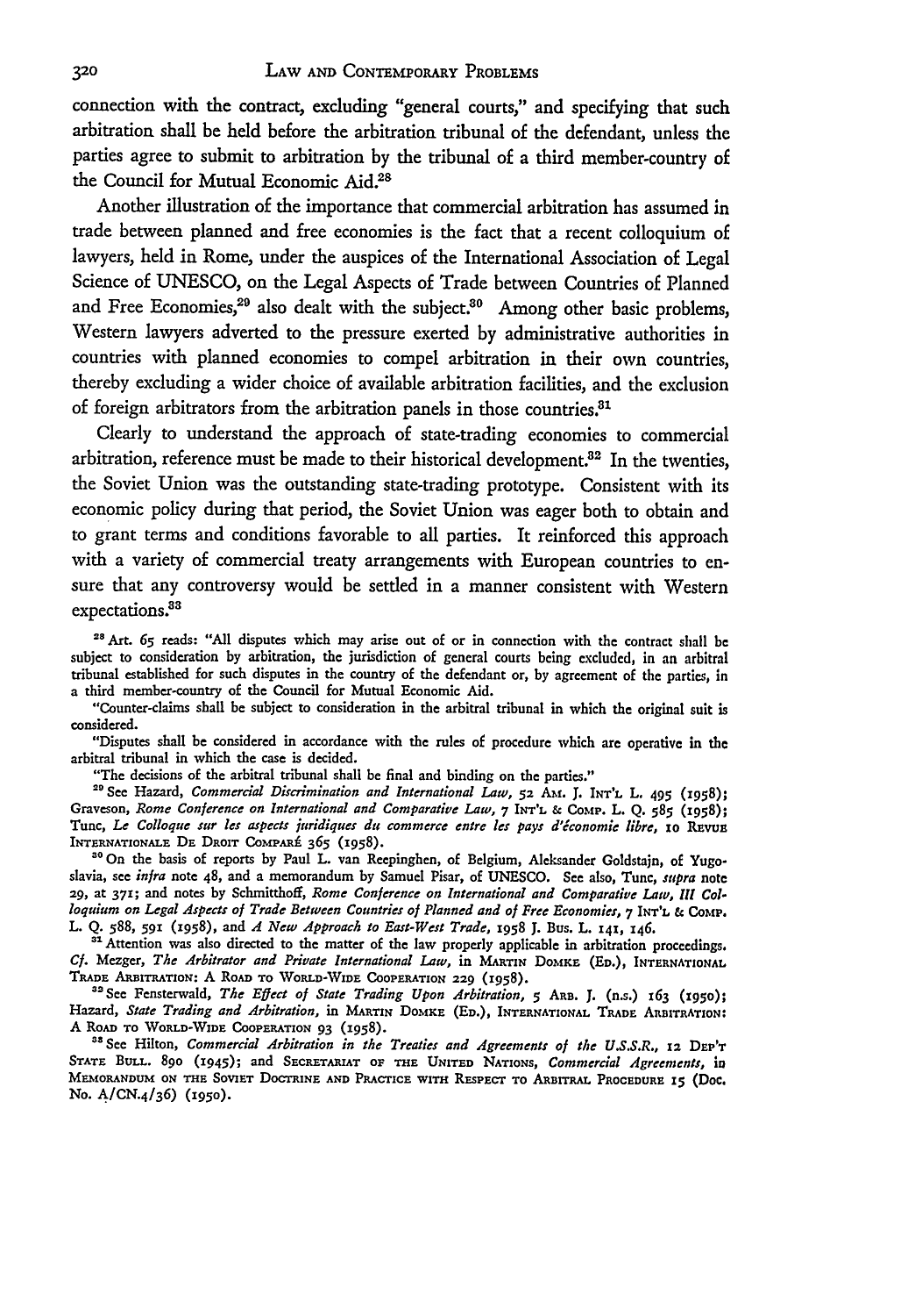connection with the contract, excluding "general courts," and specifying that such arbitration shall be held before the arbitration tribunal of the defendant, unless the parties agree to submit to arbitration by the tribunal of a third member-country of the Council for Mutual Economic Aid.[28]

Another illustration of the importance that commercial arbitration has assumed in trade between planned and free economies is the fact that a recent colloquium of lawyers, held in Rome, under the auspices of the International Association of Legal Science of UNESCO, on the Legal Aspects of Trade between Countries of Planned and Free Economies,[29] also dealt with the subject.[30] Among other basic problems, Western lawyers adverted to the pressure exerted by administrative authorities in countries with planned economies to compel arbitration in their own countries, thereby excluding a wider choice of available arbitration facilities, and the exclusion of foreign arbitrators from the arbitration panels in those countries.[31]

Clearly to understand the approach of state-trading economies to commercial arbitration, reference must be made to their historical development.[32] In the twenties, the Soviet Union was the outstanding state-trading prototype. Consistent with its economic policy during that period, the Soviet Union was eager both to obtain and to grant terms and conditions favorable to all parties. It reinforced this approach with a variety of commercial treaty arrangements with European countries to ensure that any controversy would be settled in a manner consistent with Western expectations.[33]

---

[28] Art. 65 reads: "All disputes which may arise out of or in connection with the contract shall be subject to consideration by arbitration, the jurisdiction of general courts being excluded, in an arbitral tribunal established for such disputes in the country of the defendant or, by agreement of the parties, in a third member-country of the Council for Mutual Economic Aid.

"Counter-claims shall be subject to consideration in the arbitral tribunal in which the original suit is considered.

"Disputes shall be considered in accordance with the rules of procedure which are operative in the arbitral tribunal in which the case is decided.

"The decisions of the arbitral tribunal shall be final and binding on the parties."

[29] See Hazard, *Commercial Discrimination and International Law*, 52 Am. J. Int'l L. 495 (1958); Graveson, *Rome Conference on International and Comparative Law*, 7 Int'l & Comp. L. Q. 585 (1958); Tunc, *Le Colloque sur les aspects juridiques du commerce entre les pays d'économie libre*, 10 Revue Internationale De Droit Comparé 365 (1958).

[30] On the basis of reports by Paul L. van Reepinghen, of Belgium, Aleksander Goldstajn, of Yugoslavia, see *infra* note 48, and a memorandum by Samuel Pisar, of UNESCO. See also, Tunc, *supra* note 29, at 371; and notes by Schmitthoff, *Rome Conference on International and Comparative Law, III Colloquium on Legal Aspects of Trade Between Countries of Planned and of Free Economies*, 7 Int'l & Comp. L. Q. 588, 591 (1958), and *A New Approach to East-West Trade*, 1958 J. Bus. L. 141, 146.

[31] Attention was also directed to the matter of the law properly applicable in arbitration proceedings. *Cf.* Mezger, *The Arbitrator and Private International Law*, in Martin Domke (Ed.), International Trade Arbitration: A Road to World-Wide Cooperation 229 (1958).

[32] See Fensterwald, *The Effect of State Trading Upon Arbitration*, 5 Arb. J. (n.s.) 163 (1950); Hazard, *State Trading and Arbitration*, in Martin Domke (Ed.), International Trade Arbitration: A Road to World-Wide Cooperation 93 (1958).

[33] See Hilton, *Commercial Arbitration in the Treaties and Agreements of the U.S.S.R.*, 12 Dep't State Bull. 890 (1945); and Secretariat of the United Nations, *Commercial Agreements*, in Memorandum on the Soviet Doctrine and Practice with Respect to Arbitral Procedure 15 (Doc. No. A/CN.4/36) (1950).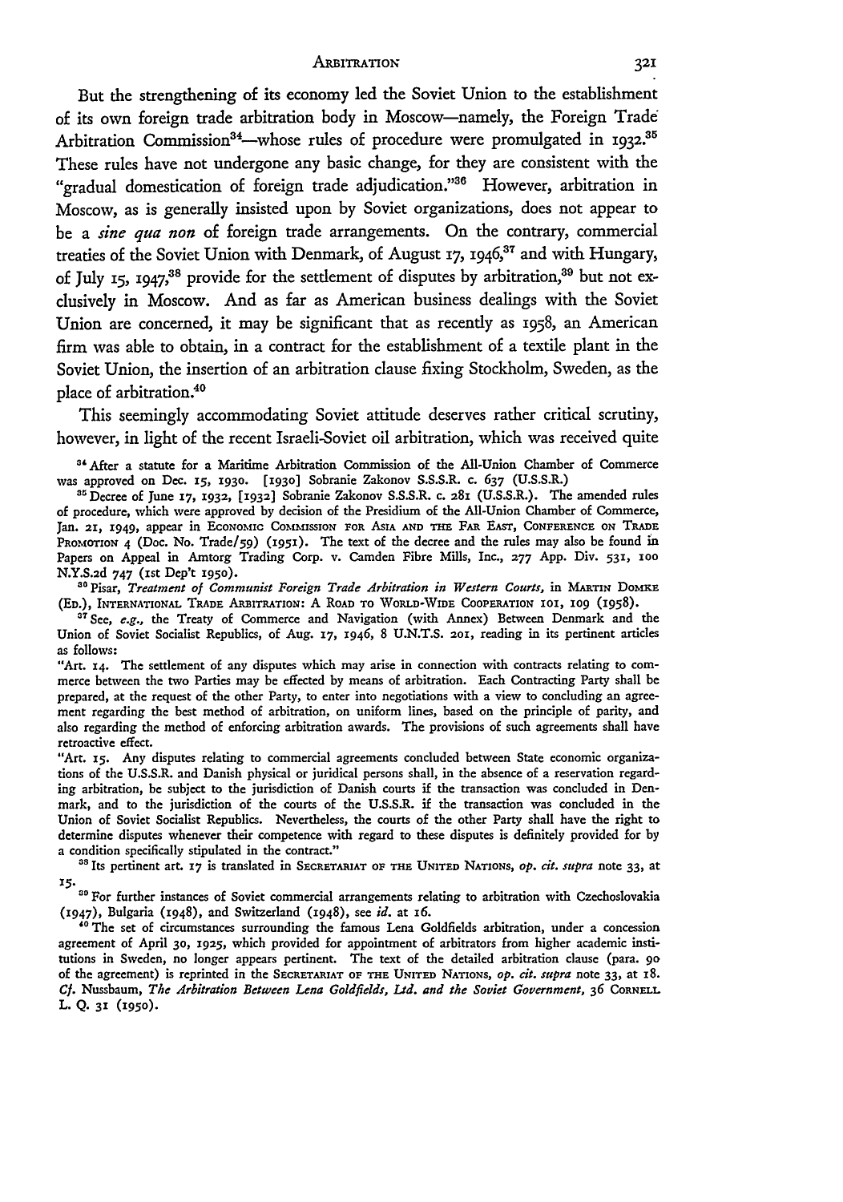But the strengthening of its economy led the Soviet Union to the establishment of its own foreign trade arbitration body in Moscow—namely, the Foreign Trade Arbitration Commission[34]—whose rules of procedure were promulgated in 1932.[35] These rules have not undergone any basic change, for they are consistent with the "gradual domestication of foreign trade adjudication."[36] However, arbitration in Moscow, as is generally insisted upon by Soviet organizations, does not appear to be a *sine qua non* of foreign trade arrangements. On the contrary, commercial treaties of the Soviet Union with Denmark, of August 17, 1946,[37] and with Hungary, of July 15, 1947,[38] provide for the settlement of disputes by arbitration,[39] but not exclusively in Moscow. And as far as American business dealings with the Soviet Union are concerned, it may be significant that as recently as 1958, an American firm was able to obtain, in a contract for the establishment of a textile plant in the Soviet Union, the insertion of an arbitration clause fixing Stockholm, Sweden, as the place of arbitration.[40]

This seemingly accommodating Soviet attitude deserves rather critical scrutiny, however, in light of the recent Israeli-Soviet oil arbitration, which was received quite

[34] After a statute for a Maritime Arbitration Commission of the All-Union Chamber of Commerce was approved on Dec. 15, 1930. [1930] Sobranie Zakonov S.S.S.R. c. 637 (U.S.S.R.)

[35] Decree of June 17, 1932, [1932] Sobranie Zakonov S.S.S.R. c. 281 (U.S.S.R.). The amended rules of procedure, which were approved by decision of the Presidium of the All-Union Chamber of Commerce, Jan. 21, 1949, appear in ECONOMIC COMMISSION FOR ASIA AND THE FAR EAST, CONFERENCE ON TRADE PROMOTION 4 (Doc. No. Trade/59) (1951). The text of the decree and the rules may also be found in Papers on Appeal in Amtorg Trading Corp. v. Camden Fibre Mills, Inc., 277 App. Div. 531, 100 N.Y.S.2d 747 (1st Dep't 1950).

[36] Pisar, *Treatment of Communist Foreign Trade Arbitration in Western Courts*, in MARTIN DOMKE (ED.), INTERNATIONAL TRADE ARBITRATION: A ROAD TO WORLD-WIDE COOPERATION 101, 109 (1958).

[37] See, *e.g.*, the Treaty of Commerce and Navigation (with Annex) Between Denmark and the Union of Soviet Socialist Republics, of Aug. 17, 1946, 8 U.N.T.S. 201, reading in its pertinent articles as follows:

"Art. 14. The settlement of any disputes which may arise in connection with contracts relating to commerce between the two Parties may be effected by means of arbitration. Each Contracting Party shall be prepared, at the request of the other Party, to enter into negotiations with a view to concluding an agreement regarding the best method of arbitration, on uniform lines, based on the principle of parity, and also regarding the method of enforcing arbitration awards. The provisions of such agreements shall have retroactive effect.

"Art. 15. Any disputes relating to commercial agreements concluded between State economic organizations of the U.S.S.R. and Danish physical or juridical persons shall, in the absence of a reservation regarding arbitration, be subject to the jurisdiction of Danish courts if the transaction was concluded in Denmark, and to the jurisdiction of the courts of the U.S.S.R. if the transaction was concluded in the Union of Soviet Socialist Republics. Nevertheless, the courts of the other Party shall have the right to determine disputes whenever their competence with regard to these disputes is definitely provided for by a condition specifically stipulated in the contract."

[38] Its pertinent art. 17 is translated in SECRETARIAT OF THE UNITED NATIONS, *op. cit. supra* note 33, at 15.

[39] For further instances of Soviet commercial arrangements relating to arbitration with Czechoslovakia (1947), Bulgaria (1948), and Switzerland (1948), see *id.* at 16.

[40] The set of circumstances surrounding the famous Lena Goldfields arbitration, under a concession agreement of April 30, 1925, which provided for appointment of arbitrators from higher academic institutions in Sweden, no longer appears pertinent. The text of the detailed arbitration clause (para. 90 of the agreement) is reprinted in the SECRETARIAT OF THE UNITED NATIONS, *op. cit. supra* note 33, at 18. *Cf.* Nussbaum, *The Arbitration Between Lena Goldfields, Ltd. and the Soviet Government*, 36 CORNELL L. Q. 31 (1950).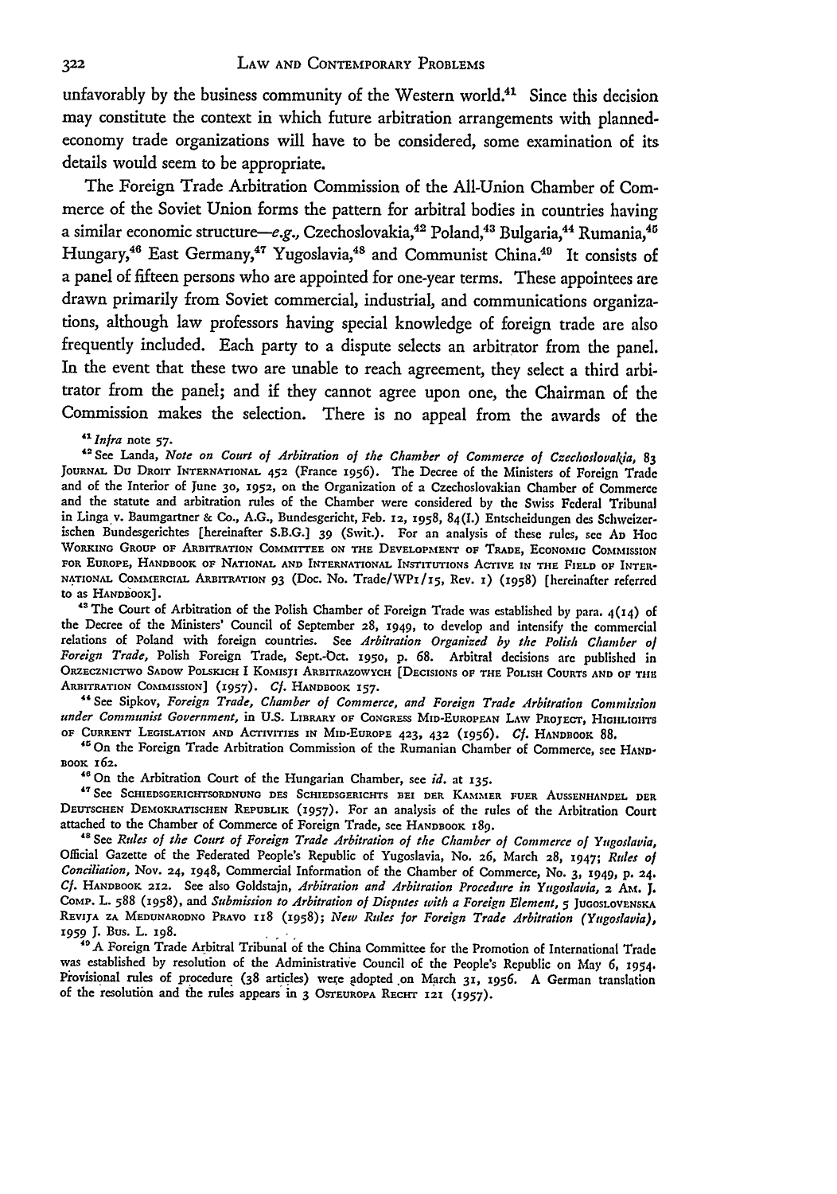unfavorably by the business community of the Western world.[41] Since this decision may constitute the context in which future arbitration arrangements with planned-economy trade organizations will have to be considered, some examination of its details would seem to be appropriate.

The Foreign Trade Arbitration Commission of the All-Union Chamber of Commerce of the Soviet Union forms the pattern for arbitral bodies in countries having a similar economic structure—*e.g.*, Czechoslovakia,[42] Poland,[43] Bulgaria,[44] Rumania,[45] Hungary,[46] East Germany,[47] Yugoslavia,[48] and Communist China.[49] It consists of a panel of fifteen persons who are appointed for one-year terms. These appointees are drawn primarily from Soviet commercial, industrial, and communications organizations, although law professors having special knowledge of foreign trade are also frequently included. Each party to a dispute selects an arbitrator from the panel. In the event that these two are unable to reach agreement, they select a third arbitrator from the panel; and if they cannot agree upon one, the Chairman of the Commission makes the selection. There is no appeal from the awards of the

[41] *Infra* note 57.

[42] See Landa, *Note on Court of Arbitration of the Chamber of Commerce of Czechoslovakia*, 83 JOURNAL DU DROIT INTERNATIONAL 452 (France 1956). The Decree of the Ministers of Foreign Trade and of the Interior of June 30, 1952, on the Organization of a Czechoslovakian Chamber of Commerce and the statute and arbitration rules of the Chamber were considered by the Swiss Federal Tribunal in Linga v. Baumgartner & Co., A.G., Bundesgericht, Feb. 12, 1958, 84(I.) Entscheidungen des Schweizerischen Bundesgerichtes [hereinafter S.B.G.] 39 (Swit.). For an analysis of these rules, see AD HOC WORKING GROUP OF ARBITRATION COMMITTEE ON THE DEVELOPMENT OF TRADE, ECONOMIC COMMISSION FOR EUROPE, HANDBOOK OF NATIONAL AND INTERNATIONAL INSTITUTIONS ACTIVE IN THE FIELD OF INTERNATIONAL COMMERCIAL ARBITRATION 93 (Doc. No. Trade/WP1/15, Rev. 1) (1958) [hereinafter referred to as HANDBOOK].

[43] The Court of Arbitration of the Polish Chamber of Foreign Trade was established by para. 4(14) of the Decree of the Ministers' Council of September 28, 1949, to develop and intensify the commercial relations of Poland with foreign countries. See *Arbitration Organized by the Polish Chamber of Foreign Trade*, Polish Foreign Trade, Sept.-Oct. 1950, p. 68. Arbitral decisions are published in ORZECZNICTWO SADOW POLSKICH I KOMISJI ARBITRAZOWYCH [DECISIONS OF THE POLISH COURTS AND OF THE ARBITRATION COMMISSION] (1957). *Cf.* HANDBOOK 157.

[44] See Sipkov, *Foreign Trade, Chamber of Commerce, and Foreign Trade Arbitration Commission under Communist Government*, in U.S. LIBRARY OF CONGRESS MID-EUROPEAN LAW PROJECT, HIGHLIGHTS OF CURRENT LEGISLATION AND ACTIVITIES IN MID-EUROPE 423, 432 (1956). *Cf.* HANDBOOK 88.

[45] On the Foreign Trade Arbitration Commission of the Rumanian Chamber of Commerce, see HANDBOOK 162.

[46] On the Arbitration Court of the Hungarian Chamber, see *id.* at 135.

[47] See SCHIEDSGERICHTSORDNUNG DES SCHIEDSGERICHTS BEI DER KAMMER FUER AUSSENHANDEL DER DEUTSCHEN DEMOKRATISCHEN REPUBLIK (1957). For an analysis of the rules of the Arbitration Court attached to the Chamber of Commerce of Foreign Trade, see HANDBOOK 189.

[48] See *Rules of the Court of Foreign Trade Arbitration of the Chamber of Commerce of Yugoslavia*, Official Gazette of the Federated People's Republic of Yugoslavia, No. 26, March 28, 1947; *Rules of Conciliation*, Nov. 24, 1948, Commercial Information of the Chamber of Commerce, No. 3, 1949, p. 24. *Cf.* HANDBOOK 212. See also Goldstajn, *Arbitration and Arbitration Procedure in Yugoslavia*, 2 AM. J. COMP. L. 588 (1958), and *Submission to Arbitration of Disputes with a Foreign Element*, 5 JUGOSLOVENSKA REVIJA ZA MEDUNARODNO PRAVO 118 (1958); *New Rules for Foreign Trade Arbitration (Yugoslavia)*, 1959 J. BUS. L. 198.

[49] A Foreign Trade Arbitral Tribunal of the China Committee for the Promotion of International Trade was established by resolution of the Administrative Council of the People's Republic on May 6, 1954. Provisional rules of procedure (38 articles) were adopted on March 31, 1956. A German translation of the resolution and the rules appears in 3 OSTEUROPA RECHT 121 (1957).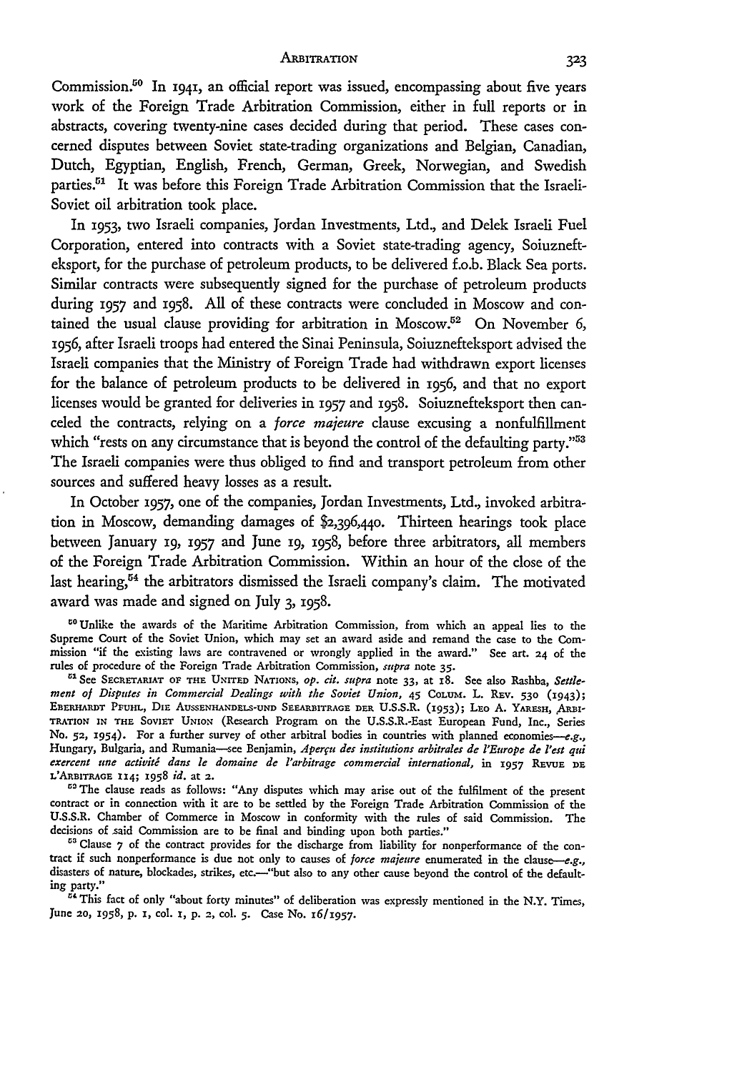Commission.[50] In 1941, an official report was issued, encompassing about five years work of the Foreign Trade Arbitration Commission, either in full reports or in abstracts, covering twenty-nine cases decided during that period. These cases concerned disputes between Soviet state-trading organizations and Belgian, Canadian, Dutch, Egyptian, English, French, German, Greek, Norwegian, and Swedish parties.[51] It was before this Foreign Trade Arbitration Commission that the Israeli-Soviet oil arbitration took place.

In 1953, two Israeli companies, Jordan Investments, Ltd., and Delek Israeli Fuel Corporation, entered into contracts with a Soviet state-trading agency, Soiuznefteksport, for the purchase of petroleum products, to be delivered f.o.b. Black Sea ports. Similar contracts were subsequently signed for the purchase of petroleum products during 1957 and 1958. All of these contracts were concluded in Moscow and contained the usual clause providing for arbitration in Moscow.[52] On November 6, 1956, after Israeli troops had entered the Sinai Peninsula, Soiuznefteksport advised the Israeli companies that the Ministry of Foreign Trade had withdrawn export licenses for the balance of petroleum products to be delivered in 1956, and that no export licenses would be granted for deliveries in 1957 and 1958. Soiuznefteksport then canceled the contracts, relying on a *force majeure* clause excusing a nonfulfillment which "rests on any circumstance that is beyond the control of the defaulting party."[53] The Israeli companies were thus obliged to find and transport petroleum from other sources and suffered heavy losses as a result.

In October 1957, one of the companies, Jordan Investments, Ltd., invoked arbitration in Moscow, demanding damages of $2,396,440. Thirteen hearings took place between January 19, 1957 and June 19, 1958, before three arbitrators, all members of the Foreign Trade Arbitration Commission. Within an hour of the close of the last hearing,[54] the arbitrators dismissed the Israeli company's claim. The motivated award was made and signed on July 3, 1958.

[50] Unlike the awards of the Maritime Arbitration Commission, from which an appeal lies to the Supreme Court of the Soviet Union, which may set an award aside and remand the case to the Commission "if the existing laws are contravened or wrongly applied in the award." See art. 24 of the rules of procedure of the Foreign Trade Arbitration Commission, *supra* note 35.

[51] See SECRETARIAT OF THE UNITED NATIONS, *op. cit. supra* note 33, at 18. See also Rashba, *Settlement of Disputes in Commercial Dealings with the Soviet Union*, 45 COLUM. L. REV. 530 (1943); EBERHARDT PFUHL, DIE AUSSENHANDELS-UND SEEARBITRAGE DER U.S.S.R. (1953); LEO A. YARESH, ARBITRATION IN THE SOVIET UNION (Research Program on the U.S.S.R.-East European Fund, Inc., Series No. 52, 1954). For a further survey of other arbitral bodies in countries with planned economies—*e.g.*, Hungary, Bulgaria, and Rumania—see Benjamin, *Aperçu des institutions arbitrales de l'Europe de l'est qui exercent une activité dans le domaine de l'arbitrage commercial international*, in 1957 REVUE DE L'ARBITRAGE 114; 1958 *id.* at 2.

[52] The clause reads as follows: "Any disputes which may arise out of the fulfilment of the present contract or in connection with it are to be settled by the Foreign Trade Arbitration Commission of the U.S.S.R. Chamber of Commerce in Moscow in conformity with the rules of said Commission. The decisions of said Commission are to be final and binding upon both parties."

[53] Clause 7 of the contract provides for the discharge from liability for nonperformance of the contract if such nonperformance is due not only to causes of *force majeure* enumerated in the clause—*e.g.*, disasters of nature, blockades, strikes, etc.—"but also to any other cause beyond the control of the defaulting party."

[54] This fact of only "about forty minutes" of deliberation was expressly mentioned in the N.Y. Times, June 20, 1958, p. 1, col. 1, p. 2, col. 5. Case No. 16/1957.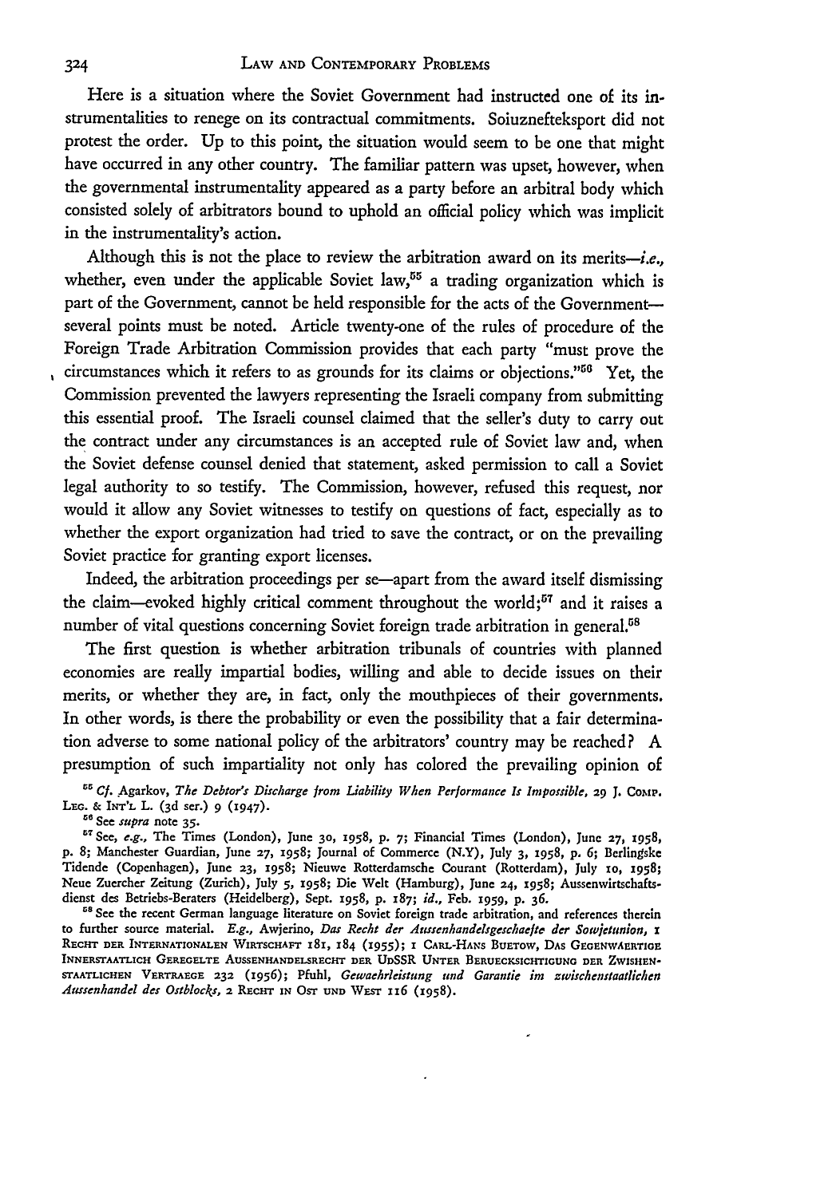Here is a situation where the Soviet Government had instructed one of its instrumentalities to renege on its contractual commitments. Soiuznefteksport did not protest the order. Up to this point, the situation would seem to be one that might have occurred in any other country. The familiar pattern was upset, however, when the governmental instrumentality appeared as a party before an arbitral body which consisted solely of arbitrators bound to uphold an official policy which was implicit in the instrumentality's action.

Although this is not the place to review the arbitration award on its merits—*i.e.*, whether, even under the applicable Soviet law,[55] a trading organization which is part of the Government, cannot be held responsible for the acts of the Government—several points must be noted. Article twenty-one of the rules of procedure of the Foreign Trade Arbitration Commission provides that each party "must prove the circumstances which it refers to as grounds for its claims or objections."[56] Yet, the Commission prevented the lawyers representing the Israeli company from submitting this essential proof. The Israeli counsel claimed that the seller's duty to carry out the contract under any circumstances is an accepted rule of Soviet law and, when the Soviet defense counsel denied that statement, asked permission to call a Soviet legal authority to so testify. The Commission, however, refused this request, nor would it allow any Soviet witnesses to testify on questions of fact, especially as to whether the export organization had tried to save the contract, or on the prevailing Soviet practice for granting export licenses.

Indeed, the arbitration proceedings per se—apart from the award itself dismissing the claim—evoked highly critical comment throughout the world;[57] and it raises a number of vital questions concerning Soviet foreign trade arbitration in general.[58]

The first question is whether arbitration tribunals of countries with planned economies are really impartial bodies, willing and able to decide issues on their merits, or whether they are, in fact, only the mouthpieces of their governments. In other words, is there the probability or even the possibility that a fair determination adverse to some national policy of the arbitrators' country may be reached? A presumption of such impartiality not only has colored the prevailing opinion of

[55] *Cf.* Agarkov, *The Debtor's Discharge from Liability When Performance Is Impossible*, 29 J. Comp. Leg. & Int'l L. (3d ser.) 9 (1947).

[56] See *supra* note 35.

[57] See, *e.g.*, The Times (London), June 30, 1958, p. 7; Financial Times (London), June 27, 1958, p. 8; Manchester Guardian, June 27, 1958; Journal of Commerce (N.Y), July 3, 1958, p. 6; Berlingske Tidende (Copenhagen), June 23, 1958; Nieuwe Rotterdamsche Courant (Rotterdam), July 10, 1958; Neue Zuercher Zeitung (Zurich), July 5, 1958; Die Welt (Hamburg), June 24, 1958; Aussenwirtschaftsdienst des Betriebs-Beraters (Heidelberg), Sept. 1958, p. 187; *id.*, Feb. 1959, p. 36.

[58] See the recent German language literature on Soviet foreign trade arbitration, and references therein to further source material. *E.g.*, Awjerino, *Das Recht der Aussenhandelsgeschaefte der Sowjetunion*, 1 Recht der Internationalen Wirtschaft 181, 184 (1955); 1 Carl-Hans Buetow, Das Gegenwaertige Innerstaatlich Geregelte Aussenhandelsrecht der UdSSR unter Beruecksichtigung der Zwishenstaatlichen Vertraege 232 (1956); Pfuhl, *Gewaehrleistung und Garantie im zwischenstaatlichen Aussenhandel des Ostblocks*, 2 Recht in Ost und West 116 (1958).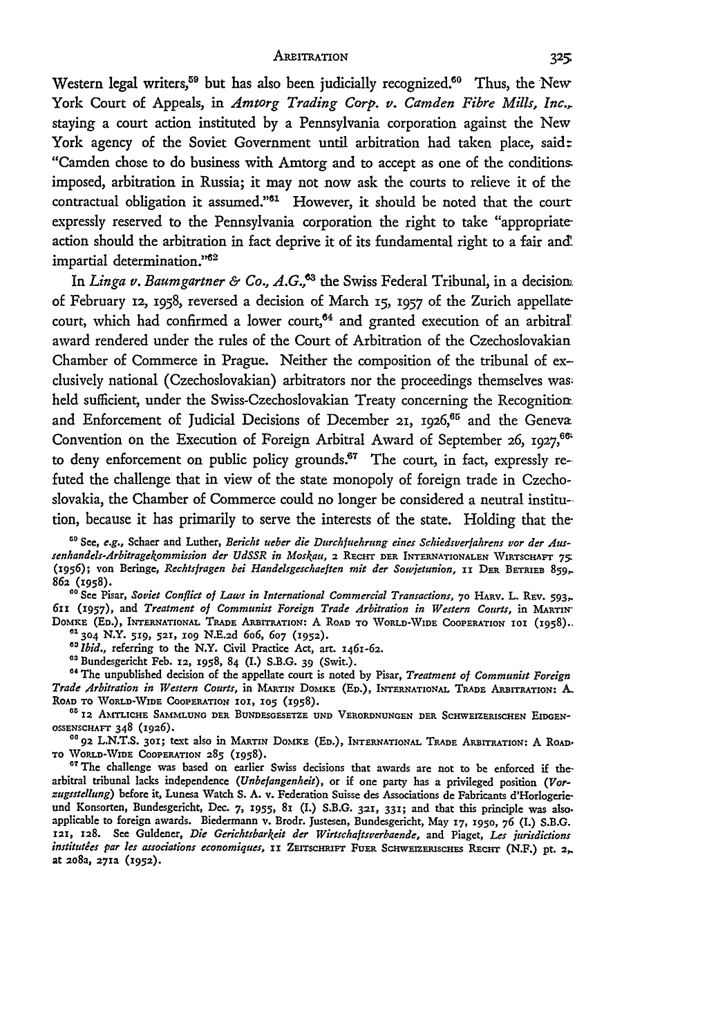Western legal writers,[59] but has also been judicially recognized.[60] Thus, the New York Court of Appeals, in *Amtorg Trading Corp. v. Camden Fibre Mills, Inc.*, staying a court action instituted by a Pennsylvania corporation against the New York agency of the Soviet Government until arbitration had taken place, said: "Camden chose to do business with Amtorg and to accept as one of the conditions imposed, arbitration in Russia; it may not now ask the courts to relieve it of the contractual obligation it assumed."[61] However, it should be noted that the court expressly reserved to the Pennsylvania corporation the right to take "appropriate action should the arbitration in fact deprive it of its fundamental right to a fair and impartial determination."[62]

In *Linga v. Baumgartner & Co., A.G.*,[63] the Swiss Federal Tribunal, in a decision of February 12, 1958, reversed a decision of March 15, 1957 of the Zurich appellate court, which had confirmed a lower court,[64] and granted execution of an arbitral award rendered under the rules of the Court of Arbitration of the Czechoslovakian Chamber of Commerce in Prague. Neither the composition of the tribunal of exclusively national (Czechoslovakian) arbitrators nor the proceedings themselves was held sufficient, under the Swiss-Czechoslovakian Treaty concerning the Recognition and Enforcement of Judicial Decisions of December 21, 1926,[65] and the Geneva Convention on the Execution of Foreign Arbitral Award of September 26, 1927,[66] to deny enforcement on public policy grounds.[67] The court, in fact, expressly refuted the challenge that in view of the state monopoly of foreign trade in Czechoslovakia, the Chamber of Commerce could no longer be considered a neutral institution, because it has primarily to serve the interests of the state. Holding that the

[59] See, *e.g.*, Schaer and Luther, *Bericht ueber die Durchfuehrung eines Schiedsverfahrens vor der Aussenhandels-Arbitragekommission der UdSSR in Moskau*, 2 RECHT DER INTERNATIONALEN WIRTSCHAFT 75 (1956); von Beringe, *Rechtsfragen bei Handelsgeschaeften mit der Sowjetunion*, 11 DER BETRIEB 859, 862 (1958).

[60] See Pisar, *Soviet Conflict of Laws in International Commercial Transactions*, 70 HARV. L. REV. 593, 611 (1957), and *Treatment of Communist Foreign Trade Arbitration in Western Courts*, in MARTIN DOMKE (ED.), INTERNATIONAL TRADE ARBITRATION: A ROAD TO WORLD-WIDE COOPERATION 101 (1958).

[61] 304 N.Y. 519, 521, 109 N.E.2d 606, 607 (1952).

[62] *Ibid.*, referring to the N.Y. Civil Practice Act, art. 1461-62.

[63] Bundesgericht Feb. 12, 1958, 84 (I.) S.B.G. 39 (Swit.).

[64] The unpublished decision of the appellate court is noted by Pisar, *Treatment of Communist Foreign Trade Arbitration in Western Courts*, in MARTIN DOMKE (ED.), INTERNATIONAL TRADE ARBITRATION: A ROAD TO WORLD-WIDE COOPERATION 101, 105 (1958).

[65] 12 AMTLICHE SAMMLUNG DER BUNDESGESETZE UND VERORDNUNGEN DER SCHWEIZERISCHEN EIDGENOSSENSCHAFT 348 (1926).

[66] 92 L.N.T.S. 301; text also in MARTIN DOMKE (ED.), INTERNATIONAL TRADE ARBITRATION: A ROAD TO WORLD-WIDE COOPERATION 285 (1958).

[67] The challenge was based on earlier Swiss decisions that awards are not to be enforced if the arbitral tribunal lacks independence (*Unbefangenheit*), or if one party has a privileged position (*Vorzugsstellung*) before it, Lunesa Watch S. A. v. Federation Suisse des Associations de Fabricants d'Horlogerie und Konsorten, Bundesgericht, Dec. 7, 1955, 81 (I.) S.B.G. 321, 331; and that this principle was also applicable to foreign awards. Biedermann v. Brodr. Justesen, Bundesgericht, May 17, 1950, 76 (I.) S.B.G. 121, 128. See Guldener, *Die Gerichtsbarkeit der Wirtschaftsverbaende*, and Piaget, *Les jurisdictions instituées par les associations economiques*, 11 ZEITSCHRIFT FUER SCHWEIZERISCHES RECHT (N.F.) pt. 2, at 208a, 271a (1952).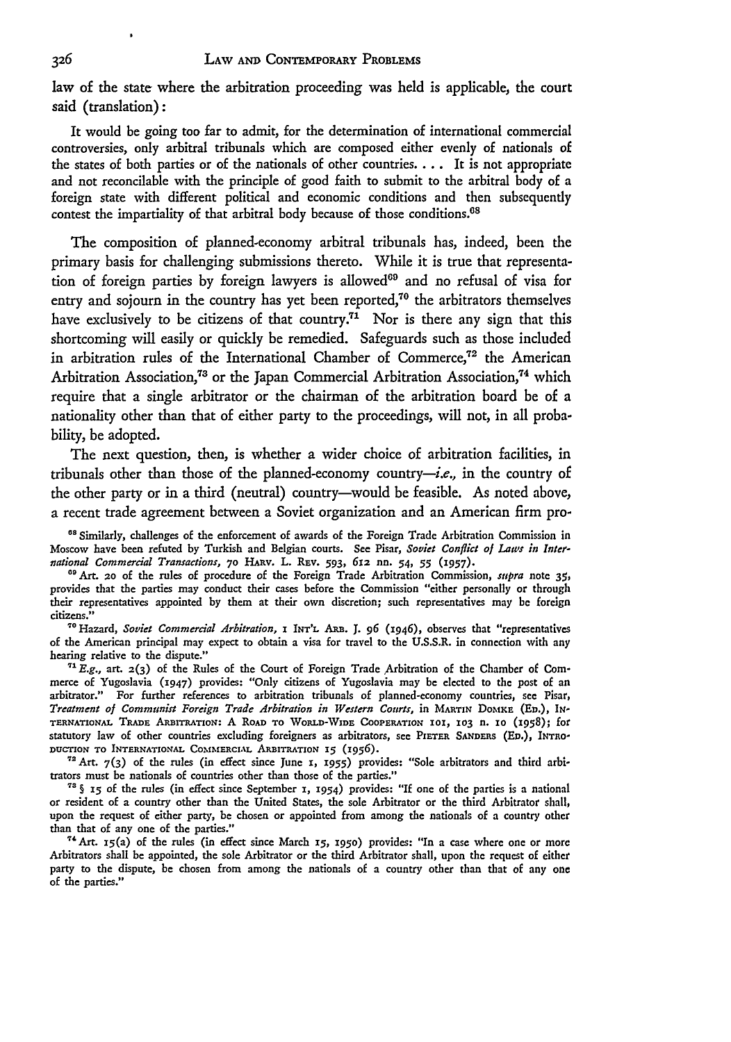law of the state where the arbitration proceeding was held is applicable, the court said (translation):

> It would be going too far to admit, for the determination of international commercial controversies, only arbitral tribunals which are composed either evenly of nationals of the states of both parties or of the nationals of other countries. . . . It is not appropriate and not reconcilable with the principle of good faith to submit to the arbitral body of a foreign state with different political and economic conditions and then subsequently contest the impartiality of that arbitral body because of those conditions.[68]

The composition of planned-economy arbitral tribunals has, indeed, been the primary basis for challenging submissions thereto. While it is true that representation of foreign parties by foreign lawyers is allowed[69] and no refusal of visa for entry and sojourn in the country has yet been reported,[70] the arbitrators themselves have exclusively to be citizens of that country.[71] Nor is there any sign that this shortcoming will easily or quickly be remedied. Safeguards such as those included in arbitration rules of the International Chamber of Commerce,[72] the American Arbitration Association,[73] or the Japan Commercial Arbitration Association,[74] which require that a single arbitrator or the chairman of the arbitration board be of a nationality other than that of either party to the proceedings, will not, in all probability, be adopted.

The next question, then, is whether a wider choice of arbitration facilities, in tribunals other than those of the planned-economy country—*i.e.*, in the country of the other party or in a third (neutral) country—would be feasible. As noted above, a recent trade agreement between a Soviet organization and an American firm pro-

---

[68] Similarly, challenges of the enforcement of awards of the Foreign Trade Arbitration Commission in Moscow have been refuted by Turkish and Belgian courts. See Pisar, *Soviet Conflict of Laws in International Commercial Transactions*, 70 HARV. L. REV. 593, 612 nn. 54, 55 (1957).

[69] Art. 20 of the rules of procedure of the Foreign Trade Arbitration Commission, *supra* note 35, provides that the parties may conduct their cases before the Commission "either personally or through their representatives appointed by them at their own discretion; such representatives may be foreign citizens."

[70] Hazard, *Soviet Commercial Arbitration*, 1 INT'L ARB. J. 96 (1946), observes that "representatives of the American principal may expect to obtain a visa for travel to the U.S.S.R. in connection with any hearing relative to the dispute."

[71] *E.g.*, art. 2(3) of the Rules of the Court of Foreign Trade Arbitration of the Chamber of Commerce of Yugoslavia (1947) provides: "Only citizens of Yugoslavia may be elected to the post of an arbitrator." For further references to arbitration tribunals of planned-economy countries, see Pisar, *Treatment of Communist Foreign Trade Arbitration in Western Courts*, in MARTIN DOMKE (ED.), INTERNATIONAL TRADE ARBITRATION: A ROAD TO WORLD-WIDE COOPERATION 101, 103 n. 10 (1958); for statutory law of other countries excluding foreigners as arbitrators, see PIETER SANDERS (ED.), INTRODUCTION TO INTERNATIONAL COMMERCIAL ARBITRATION 15 (1956).

[72] Art. 7(3) of the rules (in effect since June 1, 1955) provides: "Sole arbitrators and third arbitrators must be nationals of countries other than those of the parties."

[73] § 15 of the rules (in effect since September 1, 1954) provides: "If one of the parties is a national or resident of a country other than the United States, the sole Arbitrator or the third Arbitrator shall, upon the request of either party, be chosen or appointed from among the nationals of a country other than that of any one of the parties."

[74] Art. 15(a) of the rules (in effect since March 15, 1950) provides: "In a case where one or more Arbitrators shall be appointed, the sole Arbitrator or the third Arbitrator shall, upon the request of either party to the dispute, be chosen from among the nationals of a country other than that of any one of the parties."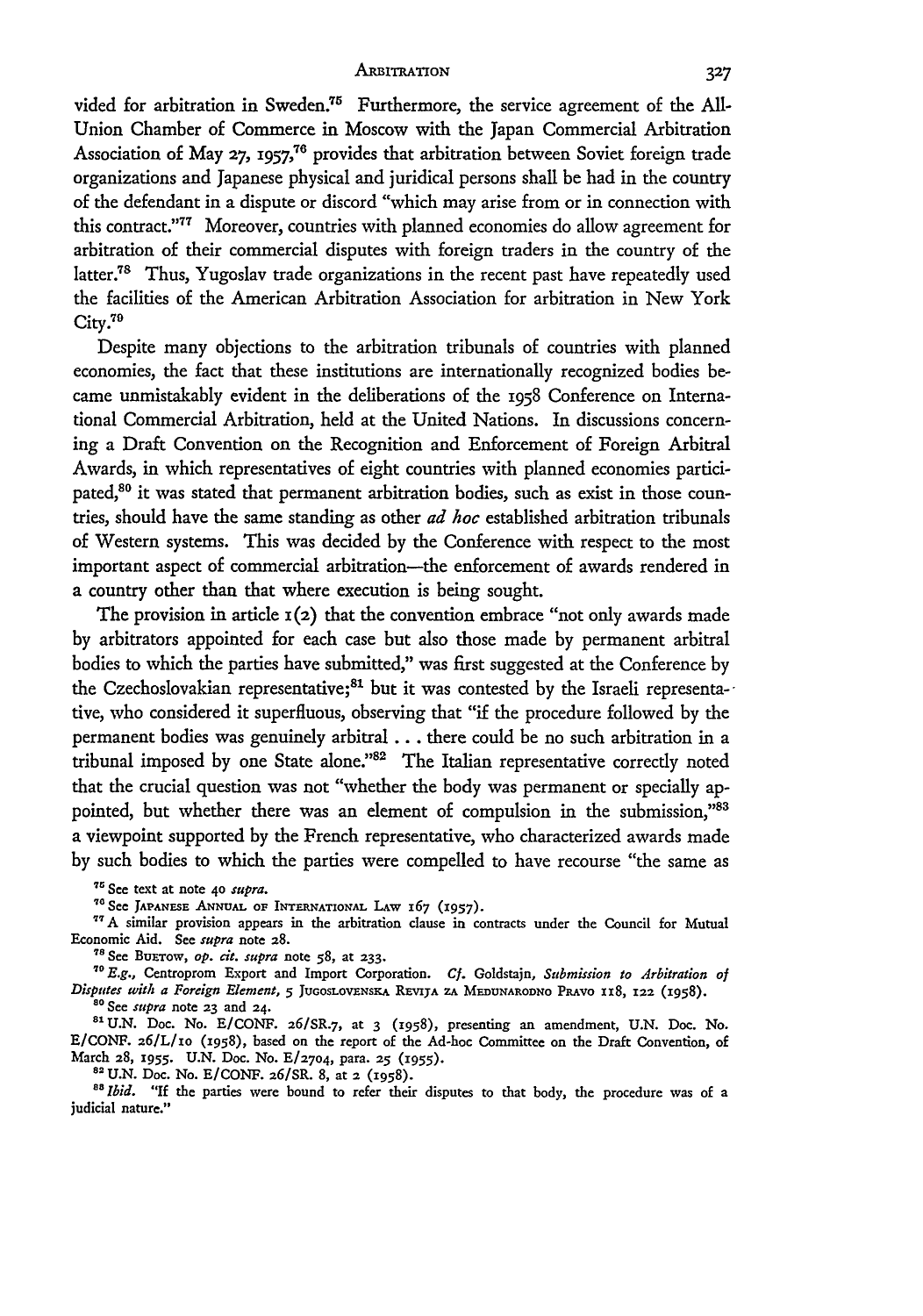vided for arbitration in Sweden.[75] Furthermore, the service agreement of the All-Union Chamber of Commerce in Moscow with the Japan Commercial Arbitration Association of May 27, 1957,[76] provides that arbitration between Soviet foreign trade organizations and Japanese physical and juridical persons shall be had in the country of the defendant in a dispute or discord "which may arise from or in connection with this contract."[77] Moreover, countries with planned economies do allow agreement for arbitration of their commercial disputes with foreign traders in the country of the latter.[78] Thus, Yugoslav trade organizations in the recent past have repeatedly used the facilities of the American Arbitration Association for arbitration in New York City.[79]

Despite many objections to the arbitration tribunals of countries with planned economies, the fact that these institutions are internationally recognized bodies became unmistakably evident in the deliberations of the 1958 Conference on International Commercial Arbitration, held at the United Nations. In discussions concerning a Draft Convention on the Recognition and Enforcement of Foreign Arbitral Awards, in which representatives of eight countries with planned economies participated,[80] it was stated that permanent arbitration bodies, such as exist in those countries, should have the same standing as other *ad hoc* established arbitration tribunals of Western systems. This was decided by the Conference with respect to the most important aspect of commercial arbitration—the enforcement of awards rendered in a country other than that where execution is being sought.

The provision in article 1(2) that the convention embrace "not only awards made by arbitrators appointed for each case but also those made by permanent arbitral bodies to which the parties have submitted," was first suggested at the Conference by the Czechoslovakian representative;[81] but it was contested by the Israeli representative, who considered it superfluous, observing that "if the procedure followed by the permanent bodies was genuinely arbitral . . . there could be no such arbitration in a tribunal imposed by one State alone."[82] The Italian representative correctly noted that the crucial question was not "whether the body was permanent or specially appointed, but whether there was an element of compulsion in the submission,"[83] a viewpoint supported by the French representative, who characterized awards made by such bodies to which the parties were compelled to have recourse "the same as

---

[75] See text at note 40 *supra*.

[76] See Japanese Annual of International Law 167 (1957).

[77] A similar provision appears in the arbitration clause in contracts under the Council for Mutual Economic Aid. See *supra* note 28.

[78] See Buetow, *op. cit. supra* note 58, at 233.

[79] *E.g.*, Centroprom Export and Import Corporation. *Cf.* Goldstajn, *Submission to Arbitration of Disputes with a Foreign Element*, 5 Jugoslovenska Revija za Medunarodno Pravo 118, 122 (1958).

[80] See *supra* note 23 and 24.

[81] U.N. Doc. No. E/CONF. 26/SR.7, at 3 (1958), presenting an amendment, U.N. Doc. No. E/CONF. 26/L/10 (1958), based on the report of the Ad-hoc Committee on the Draft Convention, of March 28, 1955. U.N. Doc. No. E/2704, para. 25 (1955).

[82] U.N. Doc. No. E/CONF. 26/SR. 8, at 2 (1958).

[83] *Ibid.* "If the parties were bound to refer their disputes to that body, the procedure was of a judicial nature."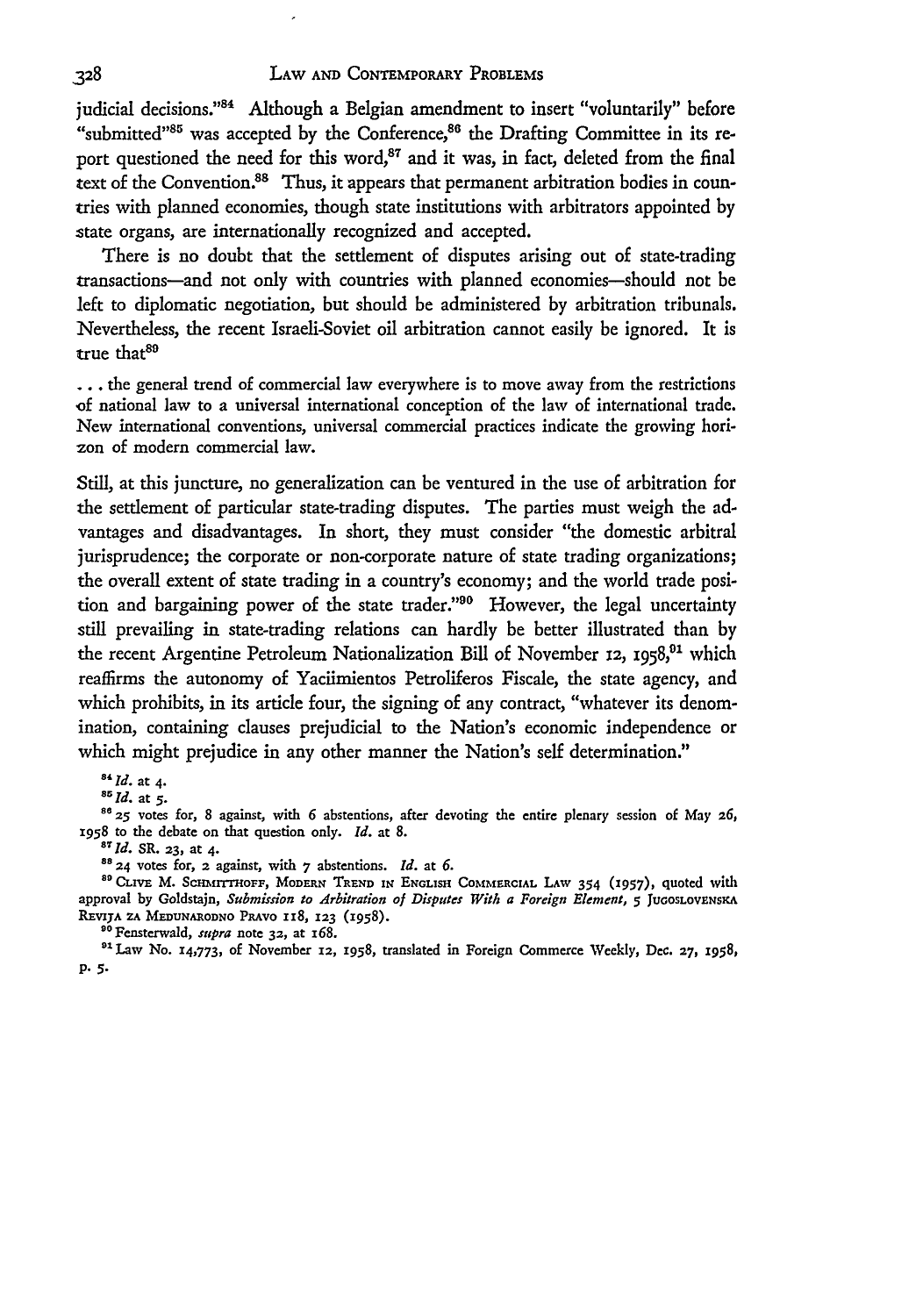judicial decisions."[84] Although a Belgian amendment to insert "voluntarily" before "submitted"[85] was accepted by the Conference,[86] the Drafting Committee in its report questioned the need for this word,[87] and it was, in fact, deleted from the final text of the Convention.[88] Thus, it appears that permanent arbitration bodies in countries with planned economies, though state institutions with arbitrators appointed by state organs, are internationally recognized and accepted.

There is no doubt that the settlement of disputes arising out of state-trading transactions—and not only with countries with planned economies—should not be left to diplomatic negotiation, but should be administered by arbitration tribunals. Nevertheless, the recent Israeli-Soviet oil arbitration cannot easily be ignored. It is true that[89]

> ... the general trend of commercial law everywhere is to move away from the restrictions of national law to a universal international conception of the law of international trade. New international conventions, universal commercial practices indicate the growing horizon of modern commercial law.

Still, at this juncture, no generalization can be ventured in the use of arbitration for the settlement of particular state-trading disputes. The parties must weigh the advantages and disadvantages. In short, they must consider "the domestic arbitral jurisprudence; the corporate or non-corporate nature of state trading organizations; the overall extent of state trading in a country's economy; and the world trade position and bargaining power of the state trader."[90] However, the legal uncertainty still prevailing in state-trading relations can hardly be better illustrated than by the recent Argentine Petroleum Nationalization Bill of November 12, 1958,[91] which reaffirms the autonomy of Yaciimientos Petroliferos Fiscale, the state agency, and which prohibits, in its article four, the signing of any contract, "whatever its denomination, containing clauses prejudicial to the Nation's economic independence or which might prejudice in any other manner the Nation's self determination."

[84] *Id.* at 4.

[85] *Id.* at 5.

[86] 25 votes for, 8 against, with 6 abstentions, after devoting the entire plenary session of May 26, 1958 to the debate on that question only. *Id.* at 8.

[87] *Id.* SR. 23, at 4.

[88] 24 votes for, 2 against, with 7 abstentions. *Id.* at 6.

[89] Clive M. Schmitthoff, Modern Trend in English Commercial Law 354 (1957), quoted with approval by Goldstajn, *Submission to Arbitration of Disputes With a Foreign Element*, 5 Jugoslovenska Revija za Medunarodno Pravo 118, 123 (1958).

[90] Fensterwald, *supra* note 32, at 168.

[91] Law No. 14,773, of November 12, 1958, translated in Foreign Commerce Weekly, Dec. 27, 1958, p. 5.